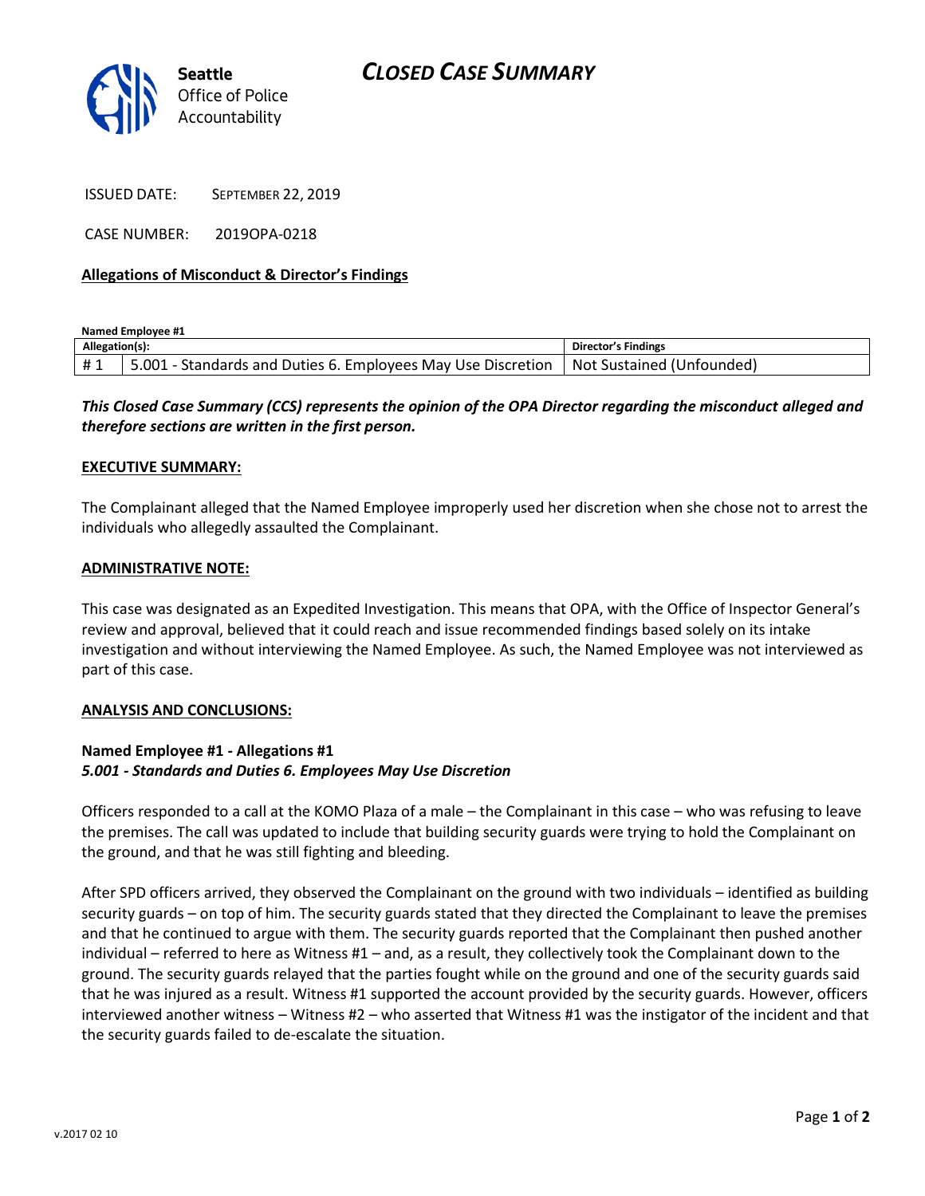Seattle
Office of Police
Accountability

# CLOSED CASE SUMMARY

ISSUED DATE: SEPTEMBER 22, 2019

CASE NUMBER: 2019OPA-0218

**Allegations of Misconduct & Director's Findings**

**Named Employee #1**

| **Allegation(s):** | | **Director's Findings** |
|---|---|---|
| # 1 | 5.001 - Standards and Duties 6. Employees May Use Discretion | Not Sustained (Unfounded) |

***This Closed Case Summary (CCS) represents the opinion of the OPA Director regarding the misconduct alleged and therefore sections are written in the first person.***

**EXECUTIVE SUMMARY:**

The Complainant alleged that the Named Employee improperly used her discretion when she chose not to arrest the individuals who allegedly assaulted the Complainant.

**ADMINISTRATIVE NOTE:**

This case was designated as an Expedited Investigation. This means that OPA, with the Office of Inspector General's review and approval, believed that it could reach and issue recommended findings based solely on its intake investigation and without interviewing the Named Employee. As such, the Named Employee was not interviewed as part of this case.

**ANALYSIS AND CONCLUSIONS:**

**Named Employee #1 - Allegations #1**
***5.001 - Standards and Duties 6. Employees May Use Discretion***

Officers responded to a call at the KOMO Plaza of a male – the Complainant in this case – who was refusing to leave the premises. The call was updated to include that building security guards were trying to hold the Complainant on the ground, and that he was still fighting and bleeding.

After SPD officers arrived, they observed the Complainant on the ground with two individuals – identified as building security guards – on top of him. The security guards stated that they directed the Complainant to leave the premises and that he continued to argue with them. The security guards reported that the Complainant then pushed another individual – referred to here as Witness #1 – and, as a result, they collectively took the Complainant down to the ground. The security guards relayed that the parties fought while on the ground and one of the security guards said that he was injured as a result. Witness #1 supported the account provided by the security guards. However, officers interviewed another witness – Witness #2 – who asserted that Witness #1 was the instigator of the incident and that the security guards failed to de-escalate the situation.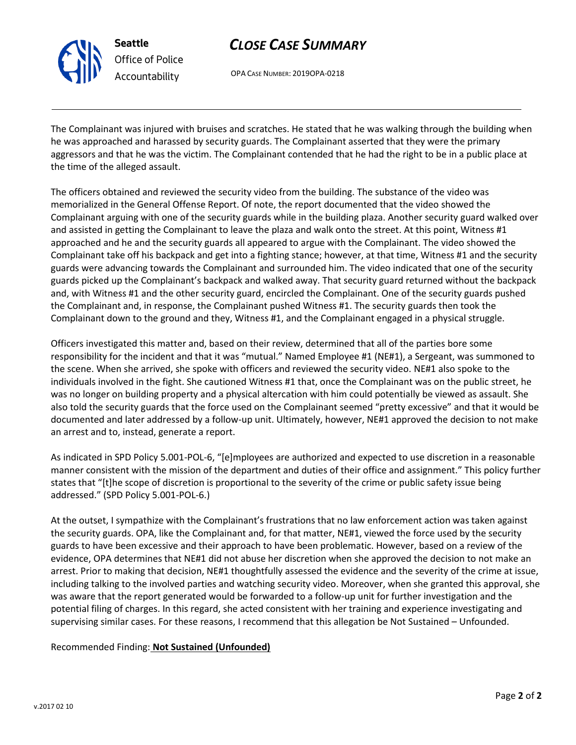The Complainant was injured with bruises and scratches. He stated that he was walking through the building when he was approached and harassed by security guards. The Complainant asserted that they were the primary aggressors and that he was the victim. The Complainant contended that he had the right to be in a public place at the time of the alleged assault.

The officers obtained and reviewed the security video from the building. The substance of the video was memorialized in the General Offense Report. Of note, the report documented that the video showed the Complainant arguing with one of the security guards while in the building plaza. Another security guard walked over and assisted in getting the Complainant to leave the plaza and walk onto the street. At this point, Witness #1 approached and he and the security guards all appeared to argue with the Complainant. The video showed the Complainant take off his backpack and get into a fighting stance; however, at that time, Witness #1 and the security guards were advancing towards the Complainant and surrounded him. The video indicated that one of the security guards picked up the Complainant's backpack and walked away. That security guard returned without the backpack and, with Witness #1 and the other security guard, encircled the Complainant. One of the security guards pushed the Complainant and, in response, the Complainant pushed Witness #1. The security guards then took the Complainant down to the ground and they, Witness #1, and the Complainant engaged in a physical struggle.

Officers investigated this matter and, based on their review, determined that all of the parties bore some responsibility for the incident and that it was "mutual." Named Employee #1 (NE#1), a Sergeant, was summoned to the scene. When she arrived, she spoke with officers and reviewed the security video. NE#1 also spoke to the individuals involved in the fight. She cautioned Witness #1 that, once the Complainant was on the public street, he was no longer on building property and a physical altercation with him could potentially be viewed as assault. She also told the security guards that the force used on the Complainant seemed "pretty excessive" and that it would be documented and later addressed by a follow-up unit. Ultimately, however, NE#1 approved the decision to not make an arrest and to, instead, generate a report.

As indicated in SPD Policy 5.001-POL-6, "[e]mployees are authorized and expected to use discretion in a reasonable manner consistent with the mission of the department and duties of their office and assignment." This policy further states that "[t]he scope of discretion is proportional to the severity of the crime or public safety issue being addressed." (SPD Policy 5.001-POL-6.)

At the outset, I sympathize with the Complainant's frustrations that no law enforcement action was taken against the security guards. OPA, like the Complainant and, for that matter, NE#1, viewed the force used by the security guards to have been excessive and their approach to have been problematic. However, based on a review of the evidence, OPA determines that NE#1 did not abuse her discretion when she approved the decision to not make an arrest. Prior to making that decision, NE#1 thoughtfully assessed the evidence and the severity of the crime at issue, including talking to the involved parties and watching security video. Moreover, when she granted this approval, she was aware that the report generated would be forwarded to a follow-up unit for further investigation and the potential filing of charges. In this regard, she acted consistent with her training and experience investigating and supervising similar cases. For these reasons, I recommend that this allegation be Not Sustained – Unfounded.

Recommended Finding: **Not Sustained (Unfounded)**